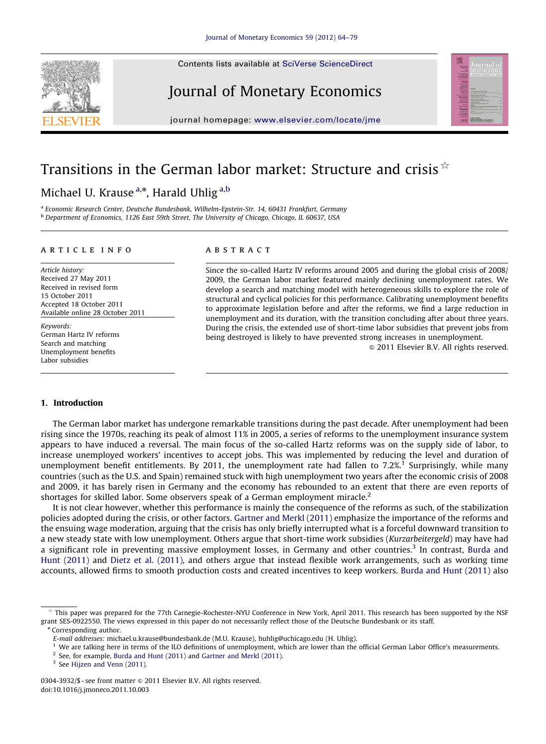# Transitions in the German labor market: Structure and crisis ☆

Michael U. Krause [a,*], Harald Uhlig [a,b]

[a] Economic Research Center, Deutsche Bundesbank, Wilhelm-Epstein-Str. 14, 60431 Frankfurt, Germany
[b] Department of Economics, 1126 East 59th Street, The University of Chicago, Chicago, IL 60637, USA

## ARTICLE INFO

*Article history:*
Received 27 May 2011
Received in revised form
15 October 2011
Accepted 18 October 2011
Available online 28 October 2011

*Keywords:*
German Hartz IV reforms
Search and matching
Unemployment benefits
Labor subsidies

## ABSTRACT

Since the so-called Hartz IV reforms around 2005 and during the global crisis of 2008/2009, the German labor market featured mainly declining unemployment rates. We develop a search and matching model with heterogeneous skills to explore the role of structural and cyclical policies for this performance. Calibrating unemployment benefits to approximate legislation before and after the reforms, we find a large reduction in unemployment and its duration, with the transition concluding after about three years. During the crisis, the extended use of short-time labor subsidies that prevent jobs from being destroyed is likely to have prevented strong increases in unemployment.

© 2011 Elsevier B.V. All rights reserved.

## 1. Introduction

The German labor market has undergone remarkable transitions during the past decade. After unemployment had been rising since the 1970s, reaching its peak of almost 11% in 2005, a series of reforms to the unemployment insurance system appears to have induced a reversal. The main focus of the so-called Hartz reforms was on the supply side of labor, to increase unemployed workers' incentives to accept jobs. This was implemented by reducing the level and duration of unemployment benefit entitlements. By 2011, the unemployment rate had fallen to 7.2%.[1] Surprisingly, while many countries (such as the U.S. and Spain) remained stuck with high unemployment two years after the economic crisis of 2008 and 2009, it has barely risen in Germany and the economy has rebounded to an extent that there are even reports of shortages for skilled labor. Some observers speak of a German employment miracle.[2]

It is not clear however, whether this performance is mainly the consequence of the reforms as such, of the stabilization policies adopted during the crisis, or other factors. Gartner and Merkl (2011) emphasize the importance of the reforms and the ensuing wage moderation, arguing that the crisis has only briefly interrupted what is a forceful downward transition to a new steady state with low unemployment. Others argue that short-time work subsidies (*Kurzarbeitergeld*) may have had a significant role in preventing massive employment losses, in Germany and other countries.[3] In contrast, Burda and Hunt (2011) and Dietz et al. (2011), and others argue that instead flexible work arrangements, such as working time accounts, allowed firms to smooth production costs and created incentives to keep workers. Burda and Hunt (2011) also

---

☆ This paper was prepared for the 77th Carnegie-Rochester-NYU Conference in New York, April 2011. This research has been supported by the NSF grant SES-0922550. The views expressed in this paper do not necessarily reflect those of the Deutsche Bundesbank or its staff.

\* Corresponding author.

*E-mail addresses:* michael.u.krause@bundesbank.de (M.U. Krause), huhlig@uchicago.edu (H. Uhlig).

[1] We are talking here in terms of the ILO definitions of unemployment, which are lower than the official German Labor Office's measurements.

[2] See, for example, Burda and Hunt (2011) and Gartner and Merkl (2011).

[3] See Hijzen and Venn (2011).

0304-3932/$ - see front matter © 2011 Elsevier B.V. All rights reserved.
doi:10.1016/j.jmoneco.2011.10.003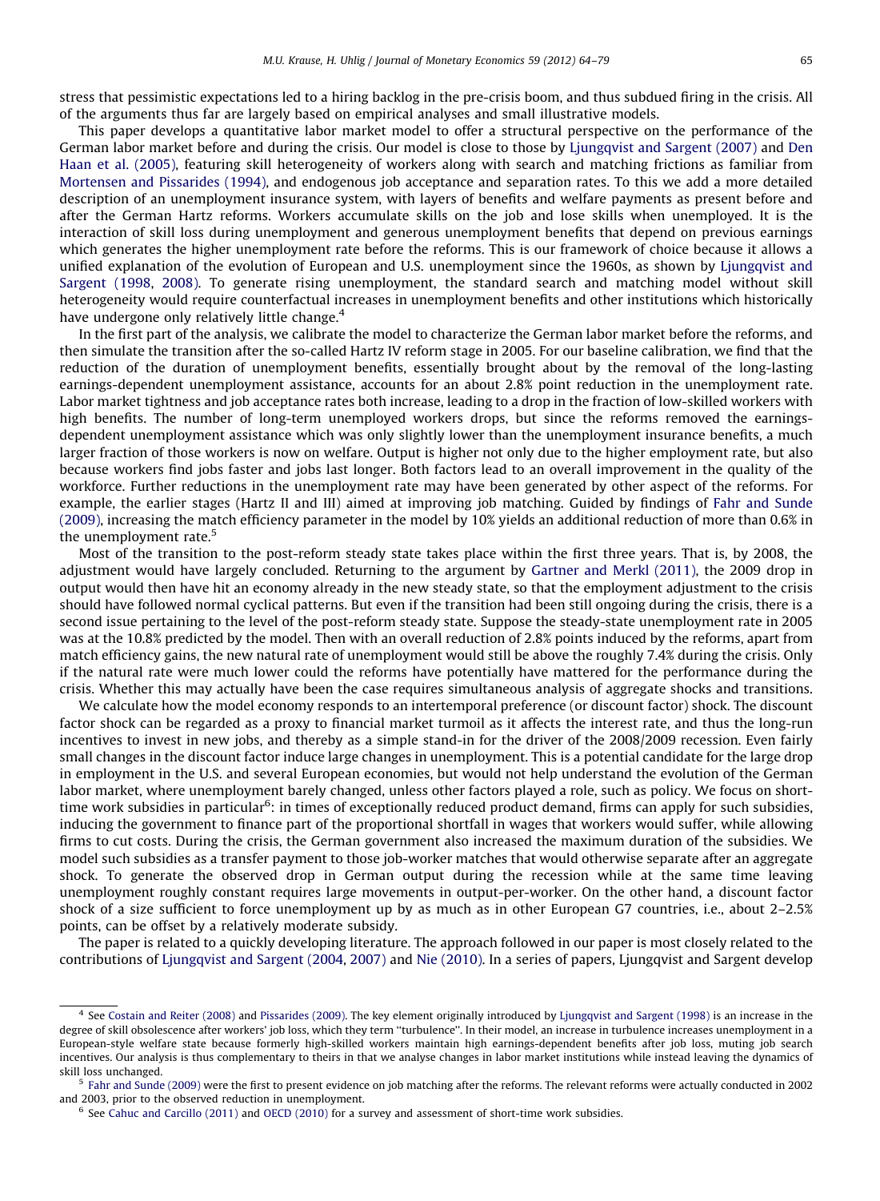stress that pessimistic expectations led to a hiring backlog in the pre-crisis boom, and thus subdued firing in the crisis. All of the arguments thus far are largely based on empirical analyses and small illustrative models.

This paper develops a quantitative labor market model to offer a structural perspective on the performance of the German labor market before and during the crisis. Our model is close to those by Ljungqvist and Sargent (2007) and Den Haan et al. (2005), featuring skill heterogeneity of workers along with search and matching frictions as familiar from Mortensen and Pissarides (1994), and endogenous job acceptance and separation rates. To this we add a more detailed description of an unemployment insurance system, with layers of benefits and welfare payments as present before and after the German Hartz reforms. Workers accumulate skills on the job and lose skills when unemployed. It is the interaction of skill loss during unemployment and generous unemployment benefits that depend on previous earnings which generates the higher unemployment rate before the reforms. This is our framework of choice because it allows a unified explanation of the evolution of European and U.S. unemployment since the 1960s, as shown by Ljungqvist and Sargent (1998, 2008). To generate rising unemployment, the standard search and matching model without skill heterogeneity would require counterfactual increases in unemployment benefits and other institutions which historically have undergone only relatively little change.[4]

In the first part of the analysis, we calibrate the model to characterize the German labor market before the reforms, and then simulate the transition after the so-called Hartz IV reform stage in 2005. For our baseline calibration, we find that the reduction of the duration of unemployment benefits, essentially brought about by the removal of the long-lasting earnings-dependent unemployment assistance, accounts for an about 2.8% point reduction in the unemployment rate. Labor market tightness and job acceptance rates both increase, leading to a drop in the fraction of low-skilled workers with high benefits. The number of long-term unemployed workers drops, but since the reforms removed the earnings-dependent unemployment assistance which was only slightly lower than the unemployment insurance benefits, a much larger fraction of those workers is now on welfare. Output is higher not only due to the higher employment rate, but also because workers find jobs faster and jobs last longer. Both factors lead to an overall improvement in the quality of the workforce. Further reductions in the unemployment rate may have been generated by other aspect of the reforms. For example, the earlier stages (Hartz II and III) aimed at improving job matching. Guided by findings of Fahr and Sunde (2009), increasing the match efficiency parameter in the model by 10% yields an additional reduction of more than 0.6% in the unemployment rate.[5]

Most of the transition to the post-reform steady state takes place within the first three years. That is, by 2008, the adjustment would have largely concluded. Returning to the argument by Gartner and Merkl (2011), the 2009 drop in output would then have hit an economy already in the new steady state, so that the employment adjustment to the crisis should have followed normal cyclical patterns. But even if the transition had been still ongoing during the crisis, there is a second issue pertaining to the level of the post-reform steady state. Suppose the steady-state unemployment rate in 2005 was at the 10.8% predicted by the model. Then with an overall reduction of 2.8% points induced by the reforms, apart from match efficiency gains, the new natural rate of unemployment would still be above the roughly 7.4% during the crisis. Only if the natural rate were much lower could the reforms have potentially have mattered for the performance during the crisis. Whether this may actually have been the case requires simultaneous analysis of aggregate shocks and transitions.

We calculate how the model economy responds to an intertemporal preference (or discount factor) shock. The discount factor shock can be regarded as a proxy to financial market turmoil as it affects the interest rate, and thus the long-run incentives to invest in new jobs, and thereby as a simple stand-in for the driver of the 2008/2009 recession. Even fairly small changes in the discount factor induce large changes in unemployment. This is a potential candidate for the large drop in employment in the U.S. and several European economies, but would not help understand the evolution of the German labor market, where unemployment barely changed, unless other factors played a role, such as policy. We focus on short-time work subsidies in particular[6]: in times of exceptionally reduced product demand, firms can apply for such subsidies, inducing the government to finance part of the proportional shortfall in wages that workers would suffer, while allowing firms to cut costs. During the crisis, the German government also increased the maximum duration of the subsidies. We model such subsidies as a transfer payment to those job-worker matches that would otherwise separate after an aggregate shock. To generate the observed drop in German output during the recession while at the same time leaving unemployment roughly constant requires large movements in output-per-worker. On the other hand, a discount factor shock of a size sufficient to force unemployment up by as much as in other European G7 countries, i.e., about 2–2.5% points, can be offset by a relatively moderate subsidy.

The paper is related to a quickly developing literature. The approach followed in our paper is most closely related to the contributions of Ljungqvist and Sargent (2004, 2007) and Nie (2010). In a series of papers, Ljungqvist and Sargent develop

---

[4] See Costain and Reiter (2008) and Pissarides (2009). The key element originally introduced by Ljungqvist and Sargent (1998) is an increase in the degree of skill obsolescence after workers' job loss, which they term "turbulence". In their model, an increase in turbulence increases unemployment in a European-style welfare state because formerly high-skilled workers maintain high earnings-dependent benefits after job loss, muting job search incentives. Our analysis is thus complementary to theirs in that we analyse changes in labor market institutions while instead leaving the dynamics of skill loss unchanged.

[5] Fahr and Sunde (2009) were the first to present evidence on job matching after the reforms. The relevant reforms were actually conducted in 2002 and 2003, prior to the observed reduction in unemployment.

[6] See Cahuc and Carcillo (2011) and OECD (2010) for a survey and assessment of short-time work subsidies.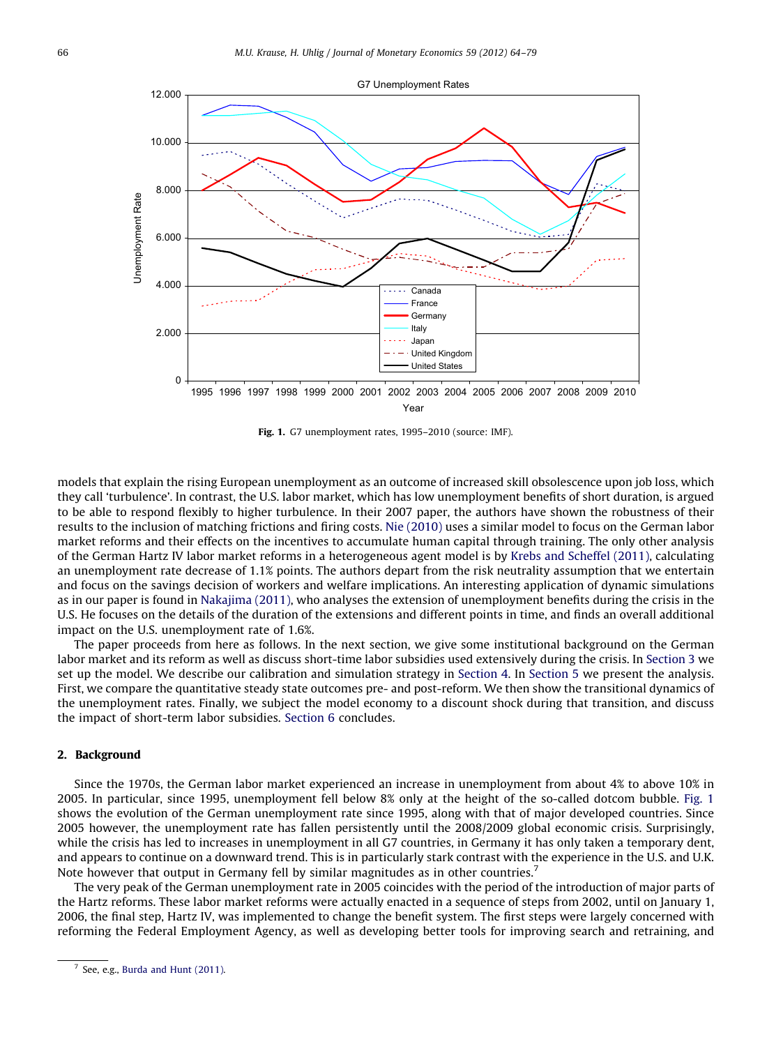**Fig. 1.** G7 unemployment rates, 1995–2010 (source: IMF).

models that explain the rising European unemployment as an outcome of increased skill obsolescence upon job loss, which they call 'turbulence'. In contrast, the U.S. labor market, which has low unemployment benefits of short duration, is argued to be able to respond flexibly to higher turbulence. In their 2007 paper, the authors have shown the robustness of their results to the inclusion of matching frictions and firing costs. Nie (2010) uses a similar model to focus on the German labor market reforms and their effects on the incentives to accumulate human capital through training. The only other analysis of the German Hartz IV labor market reforms in a heterogeneous agent model is by Krebs and Scheffel (2011), calculating an unemployment rate decrease of 1.1% points. The authors depart from the risk neutrality assumption that we entertain and focus on the savings decision of workers and welfare implications. An interesting application of dynamic simulations as in our paper is found in Nakajima (2011), who analyses the extension of unemployment benefits during the crisis in the U.S. He focuses on the details of the duration of the extensions and different points in time, and finds an overall additional impact on the U.S. unemployment rate of 1.6%.

The paper proceeds from here as follows. In the next section, we give some institutional background on the German labor market and its reform as well as discuss short-time labor subsidies used extensively during the crisis. In Section 3 we set up the model. We describe our calibration and simulation strategy in Section 4. In Section 5 we present the analysis. First, we compare the quantitative steady state outcomes pre- and post-reform. We then show the transitional dynamics of the unemployment rates. Finally, we subject the model economy to a discount shock during that transition, and discuss the impact of short-term labor subsidies. Section 6 concludes.

## 2. Background

Since the 1970s, the German labor market experienced an increase in unemployment from about 4% to above 10% in 2005. In particular, since 1995, unemployment fell below 8% only at the height of the so-called dotcom bubble. Fig. 1 shows the evolution of the German unemployment rate since 1995, along with that of major developed countries. Since 2005 however, the unemployment rate has fallen persistently until the 2008/2009 global economic crisis. Surprisingly, while the crisis has led to increases in unemployment in all G7 countries, in Germany it has only taken a temporary dent, and appears to continue on a downward trend. This is in particularly stark contrast with the experience in the U.S. and U.K. Note however that output in Germany fell by similar magnitudes as in other countries.[7]

The very peak of the German unemployment rate in 2005 coincides with the period of the introduction of major parts of the Hartz reforms. These labor market reforms were actually enacted in a sequence of steps from 2002, until on January 1, 2006, the final step, Hartz IV, was implemented to change the benefit system. The first steps were largely concerned with reforming the Federal Employment Agency, as well as developing better tools for improving search and retraining, and

[7] See, e.g., Burda and Hunt (2011).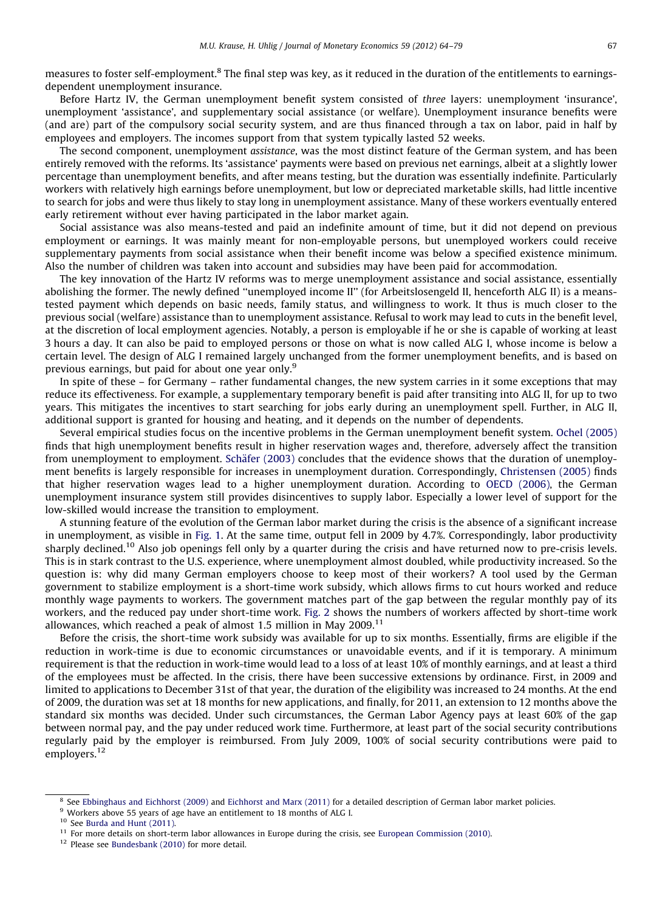measures to foster self-employment.[8] The final step was key, as it reduced in the duration of the entitlements to earnings-dependent unemployment insurance.

Before Hartz IV, the German unemployment benefit system consisted of *three* layers: unemployment 'insurance', unemployment 'assistance', and supplementary social assistance (or welfare). Unemployment insurance benefits were (and are) part of the compulsory social security system, and are thus financed through a tax on labor, paid in half by employees and employers. The incomes support from that system typically lasted 52 weeks.

The second component, unemployment *assistance*, was the most distinct feature of the German system, and has been entirely removed with the reforms. Its 'assistance' payments were based on previous net earnings, albeit at a slightly lower percentage than unemployment benefits, and after means testing, but the duration was essentially indefinite. Particularly workers with relatively high earnings before unemployment, but low or depreciated marketable skills, had little incentive to search for jobs and were thus likely to stay long in unemployment assistance. Many of these workers eventually entered early retirement without ever having participated in the labor market again.

Social assistance was also means-tested and paid an indefinite amount of time, but it did not depend on previous employment or earnings. It was mainly meant for non-employable persons, but unemployed workers could receive supplementary payments from social assistance when their benefit income was below a specified existence minimum. Also the number of children was taken into account and subsidies may have been paid for accommodation.

The key innovation of the Hartz IV reforms was to merge unemployment assistance and social assistance, essentially abolishing the former. The newly defined "unemployed income II" (for Arbeitslosengeld II, henceforth ALG II) is a means-tested payment which depends on basic needs, family status, and willingness to work. It thus is much closer to the previous social (welfare) assistance than to unemployment assistance. Refusal to work may lead to cuts in the benefit level, at the discretion of local employment agencies. Notably, a person is employable if he or she is capable of working at least 3 hours a day. It can also be paid to employed persons or those on what is now called ALG I, whose income is below a certain level. The design of ALG I remained largely unchanged from the former unemployment benefits, and is based on previous earnings, but paid for about one year only.[9]

In spite of these – for Germany – rather fundamental changes, the new system carries in it some exceptions that may reduce its effectiveness. For example, a supplementary temporary benefit is paid after transiting into ALG II, for up to two years. This mitigates the incentives to start searching for jobs early during an unemployment spell. Further, in ALG II, additional support is granted for housing and heating, and it depends on the number of dependents.

Several empirical studies focus on the incentive problems in the German unemployment benefit system. Ochel (2005) finds that high unemployment benefits result in higher reservation wages and, therefore, adversely affect the transition from unemployment to employment. Schäfer (2003) concludes that the evidence shows that the duration of unemployment benefits is largely responsible for increases in unemployment duration. Correspondingly, Christensen (2005) finds that higher reservation wages lead to a higher unemployment duration. According to OECD (2006), the German unemployment insurance system still provides disincentives to supply labor. Especially a lower level of support for the low-skilled would increase the transition to employment.

A stunning feature of the evolution of the German labor market during the crisis is the absence of a significant increase in unemployment, as visible in Fig. 1. At the same time, output fell in 2009 by 4.7%. Correspondingly, labor productivity sharply declined.[10] Also job openings fell only by a quarter during the crisis and have returned now to pre-crisis levels. This is in stark contrast to the U.S. experience, where unemployment almost doubled, while productivity increased. So the question is: why did many German employers choose to keep most of their workers? A tool used by the German government to stabilize employment is a short-time work subsidy, which allows firms to cut hours worked and reduce monthly wage payments to workers. The government matches part of the gap between the regular monthly pay of its workers, and the reduced pay under short-time work. Fig. 2 shows the numbers of workers affected by short-time work allowances, which reached a peak of almost 1.5 million in May 2009.[11]

Before the crisis, the short-time work subsidy was available for up to six months. Essentially, firms are eligible if the reduction in work-time is due to economic circumstances or unavoidable events, and if it is temporary. A minimum requirement is that the reduction in work-time would lead to a loss of at least 10% of monthly earnings, and at least a third of the employees must be affected. In the crisis, there have been successive extensions by ordinance. First, in 2009 and limited to applications to December 31st of that year, the duration of the eligibility was increased to 24 months. At the end of 2009, the duration was set at 18 months for new applications, and finally, for 2011, an extension to 12 months above the standard six months was decided. Under such circumstances, the German Labor Agency pays at least 60% of the gap between normal pay, and the pay under reduced work time. Furthermore, at least part of the social security contributions regularly paid by the employer is reimbursed. From July 2009, 100% of social security contributions were paid to employers.[12]

---

[8] See Ebbinghaus and Eichhorst (2009) and Eichhorst and Marx (2011) for a detailed description of German labor market policies.

[9] Workers above 55 years of age have an entitlement to 18 months of ALG I.

[10] See Burda and Hunt (2011).

[11] For more details on short-term labor allowances in Europe during the crisis, see European Commission (2010).

[12] Please see Bundesbank (2010) for more detail.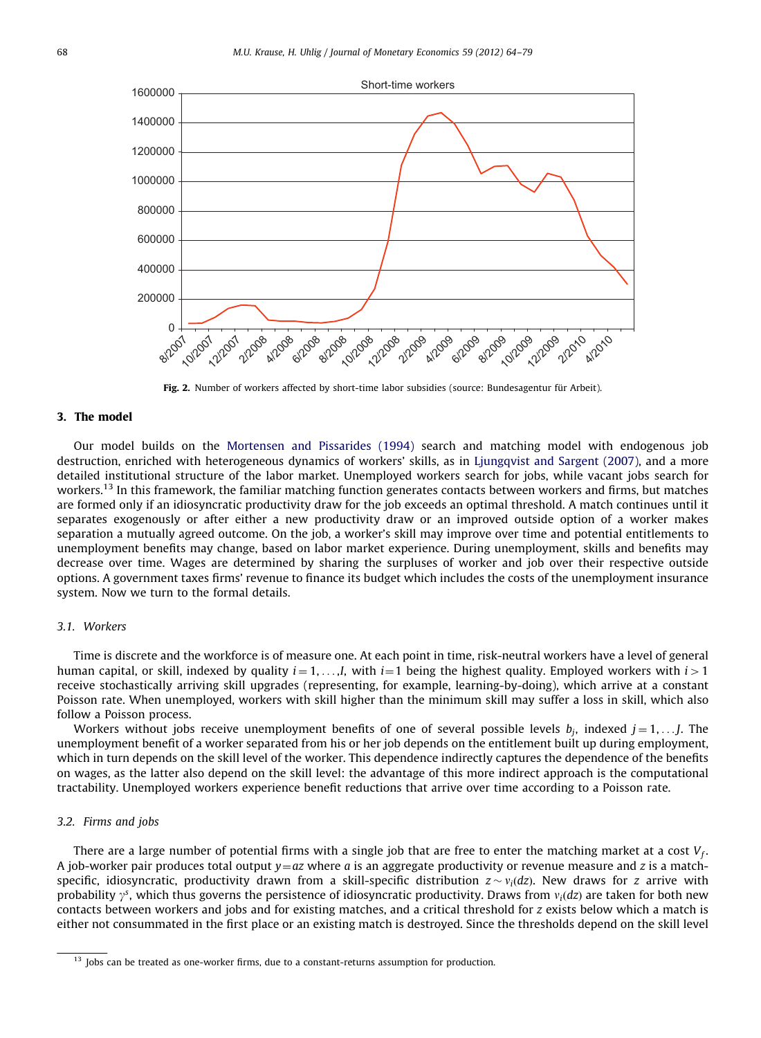Fig. 2. Number of workers affected by short-time labor subsidies (source: Bundesagentur für Arbeit).

## 3. The model

Our model builds on the Mortensen and Pissarides (1994) search and matching model with endogenous job destruction, enriched with heterogeneous dynamics of workers' skills, as in Ljungqvist and Sargent (2007), and a more detailed institutional structure of the labor market. Unemployed workers search for jobs, while vacant jobs search for workers.[13] In this framework, the familiar matching function generates contacts between workers and firms, but matches are formed only if an idiosyncratic productivity draw for the job exceeds an optimal threshold. A match continues until it separates exogenously or after either a new productivity draw or an improved outside option of a worker makes separation a mutually agreed outcome. On the job, a worker's skill may improve over time and potential entitlements to unemployment benefits may change, based on labor market experience. During unemployment, skills and benefits may decrease over time. Wages are determined by sharing the surpluses of worker and job over their respective outside options. A government taxes firms' revenue to finance its budget which includes the costs of the unemployment insurance system. Now we turn to the formal details.

### 3.1. Workers

Time is discrete and the workforce is of measure one. At each point in time, risk-neutral workers have a level of general human capital, or skill, indexed by quality $i = 1, \ldots, I$, with $i = 1$ being the highest quality. Employed workers with $i > 1$ receive stochastically arriving skill upgrades (representing, for example, learning-by-doing), which arrive at a constant Poisson rate. When unemployed, workers with skill higher than the minimum skill may suffer a loss in skill, which also follow a Poisson process.

Workers without jobs receive unemployment benefits of one of several possible levels $b_j$, indexed $j = 1, \ldots J$. The unemployment benefit of a worker separated from his or her job depends on the entitlement built up during employment, which in turn depends on the skill level of the worker. This dependence indirectly captures the dependence of the benefits on wages, as the latter also depend on the skill level: the advantage of this more indirect approach is the computational tractability. Unemployed workers experience benefit reductions that arrive over time according to a Poisson rate.

### 3.2. Firms and jobs

There are a large number of potential firms with a single job that are free to enter the matching market at a cost $V_f$. A job-worker pair produces total output $y = az$ where $a$ is an aggregate productivity or revenue measure and $z$ is a match-specific, idiosyncratic, productivity drawn from a skill-specific distribution $z \sim \nu_i(dz)$. New draws for $z$ arrive with probability $\gamma^s$, which thus governs the persistence of idiosyncratic productivity. Draws from $\nu_i(dz)$ are taken for both new contacts between workers and jobs and for existing matches, and a critical threshold for $z$ exists below which a match is either not consummated in the first place or an existing match is destroyed. Since the thresholds depend on the skill level

[13] Jobs can be treated as one-worker firms, due to a constant-returns assumption for production.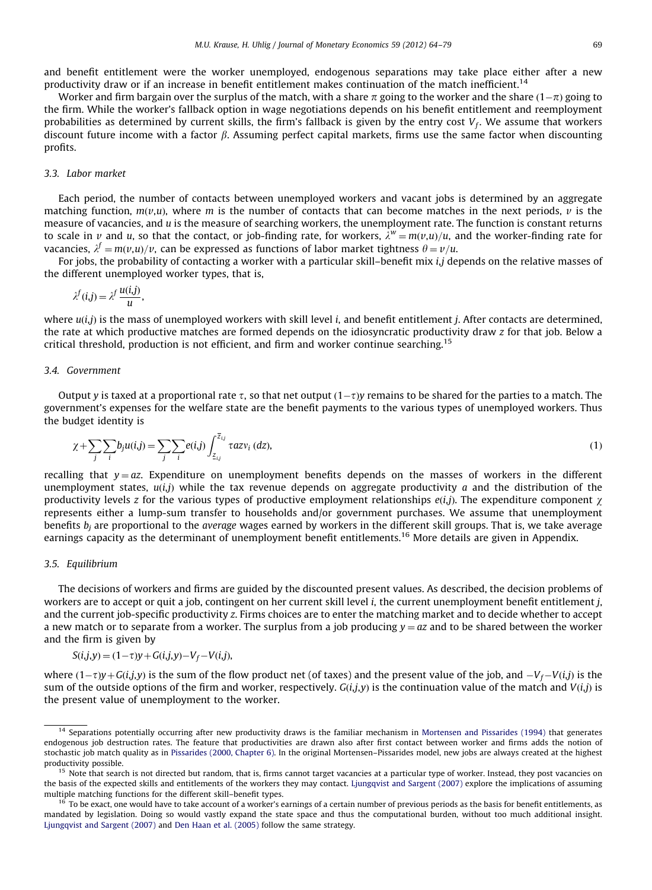and benefit entitlement were the worker unemployed, endogenous separations may take place either after a new productivity draw or if an increase in benefit entitlement makes continuation of the match inefficient.[14]

Worker and firm bargain over the surplus of the match, with a share $\pi$ going to the worker and the share $(1-\pi)$ going to the firm. While the worker's fallback option in wage negotiations depends on his benefit entitlement and reemployment probabilities as determined by current skills, the firm's fallback is given by the entry cost $V_f$. We assume that workers discount future income with a factor $\beta$. Assuming perfect capital markets, firms use the same factor when discounting profits.

### 3.3. Labor market

Each period, the number of contacts between unemployed workers and vacant jobs is determined by an aggregate matching function, $m(v,u)$, where $m$ is the number of contacts that can become matches in the next periods, $v$ is the measure of vacancies, and $u$ is the measure of searching workers, the unemployment rate. The function is constant returns to scale in $v$ and $u$, so that the contact, or job-finding rate, for workers, $\lambda^w = m(v,u)/u$, and the worker-finding rate for vacancies, $\lambda^f = m(v,u)/v$, can be expressed as functions of labor market tightness $\theta = v/u$.

For jobs, the probability of contacting a worker with a particular skill–benefit mix $i,j$ depends on the relative masses of the different unemployed worker types, that is,

$$\lambda^f(i,j) = \lambda^f \frac{u(i,j)}{u},$$

where $u(i,j)$ is the mass of unemployed workers with skill level $i$, and benefit entitlement $j$. After contacts are determined, the rate at which productive matches are formed depends on the idiosyncratic productivity draw $z$ for that job. Below a critical threshold, production is not efficient, and firm and worker continue searching.[15]

### 3.4. Government

Output $y$ is taxed at a proportional rate $\tau$, so that net output $(1-\tau)y$ remains to be shared for the parties to a match. The government's expenses for the welfare state are the benefit payments to the various types of unemployed workers. Thus the budget identity is

$$\chi + \sum_j \sum_i b_j u(i,j) = \sum_j \sum_i e(i,j) \int_{\underline{z}_{i,j}}^{\overline{z}_{i,j}} \tau a z v_i \, (dz), \tag{1}$$

recalling that $y = az$. Expenditure on unemployment benefits depends on the masses of workers in the different unemployment states, $u(i,j)$ while the tax revenue depends on aggregate productivity $a$ and the distribution of the productivity levels $z$ for the various types of productive employment relationships $e(i,j)$. The expenditure component $\chi$ represents either a lump-sum transfer to households and/or government purchases. We assume that unemployment benefits $b_j$ are proportional to the *average* wages earned by workers in the different skill groups. That is, we take average earnings capacity as the determinant of unemployment benefit entitlements.[16] More details are given in Appendix.

### 3.5. Equilibrium

The decisions of workers and firms are guided by the discounted present values. As described, the decision problems of workers are to accept or quit a job, contingent on her current skill level $i$, the current unemployment benefit entitlement $j$, and the current job-specific productivity $z$. Firms choices are to enter the matching market and to decide whether to accept a new match or to separate from a worker. The surplus from a job producing $y = az$ and to be shared between the worker and the firm is given by

$$S(i,j,y) = (1-\tau)y + G(i,j,y) - V_f - V(i,j),$$

where $(1-\tau)y + G(i,j,y)$ is the sum of the flow product net (of taxes) and the present value of the job, and $-V_f - V(i,j)$ is the sum of the outside options of the firm and worker, respectively. $G(i,j,y)$ is the continuation value of the match and $V(i,j)$ is the present value of unemployment to the worker.

---

[14] Separations potentially occurring after new productivity draws is the familiar mechanism in Mortensen and Pissarides (1994) that generates endogenous job destruction rates. The feature that productivities are drawn also after first contact between worker and firms adds the notion of stochastic job match quality as in Pissarides (2000, Chapter 6). In the original Mortensen–Pissarides model, new jobs are always created at the highest productivity possible.

[15] Note that search is not directed but random, that is, firms cannot target vacancies at a particular type of worker. Instead, they post vacancies on the basis of the expected skills and entitlements of the workers they may contact. Ljungqvist and Sargent (2007) explore the implications of assuming multiple matching functions for the different skill–benefit types.

[16] To be exact, one would have to take account of a worker's earnings of a certain number of previous periods as the basis for benefit entitlements, as mandated by legislation. Doing so would vastly expand the state space and thus the computational burden, without too much additional insight. Ljungqvist and Sargent (2007) and Den Haan et al. (2005) follow the same strategy.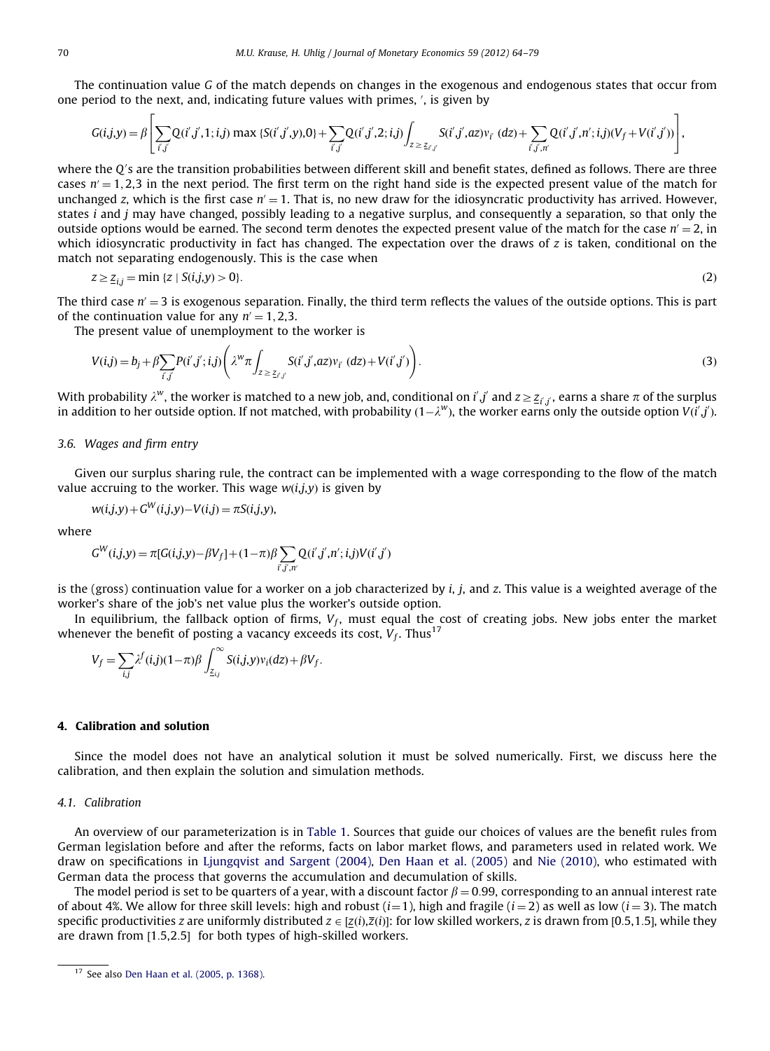The continuation value $G$ of the match depends on changes in the exogenous and endogenous states that occur from one period to the next, and, indicating future values with primes, $'$, is given by

$$G(i,j,y) = \beta\left[\sum_{i',j'} Q(i',j',1;i,j)\max\{S(i',j',y),0\} + \sum_{i',j'} Q(i',j',2;i,j)\int_{z \geq \underline{z}_{i',j'}} S(i',j',az)v_{i'}(dz) + \sum_{i',j',n'} Q(i',j',n';i,j)(V_f + V(i',j'))\right],$$

where the $Q$'s are the transition probabilities between different skill and benefit states, defined as follows. There are three cases $n' = 1,2,3$ in the next period. The first term on the right hand side is the expected present value of the match for unchanged $z$, which is the first case $n' = 1$. That is, no new draw for the idiosyncratic productivity has arrived. However, states $i$ and $j$ may have changed, possibly leading to a negative surplus, and consequently a separation, so that only the outside options would be earned. The second term denotes the expected present value of the match for the case $n' = 2$, in which idiosyncratic productivity in fact has changed. The expectation over the draws of $z$ is taken, conditional on the match not separating endogenously. This is the case when

$$z \geq \underline{z}_{i,j} = \min\{z \mid S(i,j,y) > 0\}. \tag{2}$$

The third case $n' = 3$ is exogenous separation. Finally, the third term reflects the values of the outside options. This is part of the continuation value for any $n' = 1,2,3$.

The present value of unemployment to the worker is

$$V(i,j) = b_j + \beta\sum_{i',j'} P(i',j';i,j)\left(\lambda^w \pi \int_{z \geq \underline{z}_{i',j'}} S(i',j',az)v_{i'}(dz) + V(i',j')\right). \tag{3}$$

With probability $\lambda^w$, the worker is matched to a new job, and, conditional on $i',j'$ and $z \geq \underline{z}_{i',j'}$, earns a share $\pi$ of the surplus in addition to her outside option. If not matched, with probability $(1-\lambda^w)$, the worker earns only the outside option $V(i',j')$.

### 3.6. Wages and firm entry

Given our surplus sharing rule, the contract can be implemented with a wage corresponding to the flow of the match value accruing to the worker. This wage $w(i,j,y)$ is given by

$$w(i,j,y) + G^W(i,j,y) - V(i,j) = \pi S(i,j,y),$$

where

$$G^W(i,j,y) = \pi[G(i,j,y) - \beta V_f] + (1-\pi)\beta\sum_{i',j',n'} Q(i',j',n';i,j)V(i',j')$$

is the (gross) continuation value for a worker on a job characterized by $i$, $j$, and $z$. This value is a weighted average of the worker's share of the job's net value plus the worker's outside option.

In equilibrium, the fallback option of firms, $V_f$, must equal the cost of creating jobs. New jobs enter the market whenever the benefit of posting a vacancy exceeds its cost, $V_f$. Thus[17]

$$V_f = \sum_{i,j} \lambda^f(i,j)(1-\pi)\beta\int_{\underline{z}_{i,j}}^{\infty} S(i,j,y)v_i(dz) + \beta V_f.$$

## 4. Calibration and solution

Since the model does not have an analytical solution it must be solved numerically. First, we discuss here the calibration, and then explain the solution and simulation methods.

### 4.1. Calibration

An overview of our parameterization is in Table 1. Sources that guide our choices of values are the benefit rules from German legislation before and after the reforms, facts on labor market flows, and parameters used in related work. We draw on specifications in Ljungqvist and Sargent (2004), Den Haan et al. (2005) and Nie (2010), who estimated with German data the process that governs the accumulation and decumulation of skills.

The model period is set to be quarters of a year, with a discount factor $\beta = 0.99$, corresponding to an annual interest rate of about 4%. We allow for three skill levels: high and robust ($i=1$), high and fragile ($i=2$) as well as low ($i=3$). The match specific productivities $z$ are uniformly distributed $z \in [\underline{z}(i),\overline{z}(i)]$: for low skilled workers, $z$ is drawn from [0.5,1.5], while they are drawn from [1.5,2.5] for both types of high-skilled workers.

[17] See also Den Haan et al. (2005, p. 1368).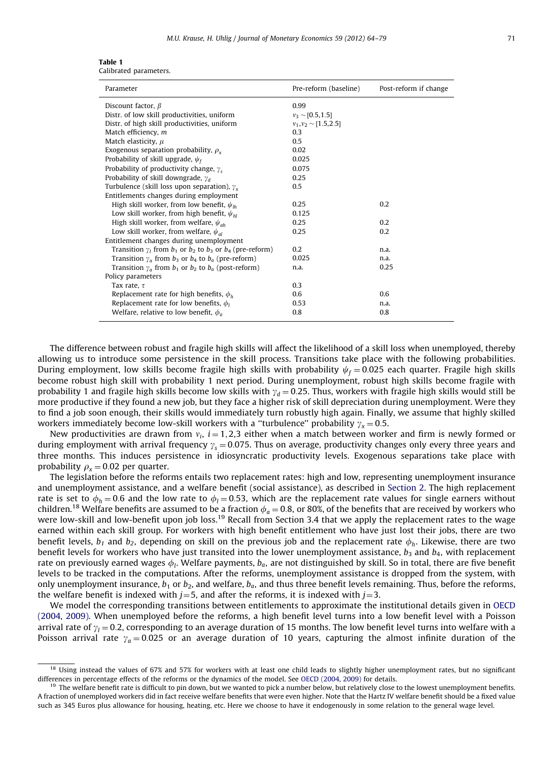**Table 1**
Calibrated parameters.

| Parameter | Pre-reform (baseline) | Post-reform if change |
|---|---|---|
| Discount factor, $\beta$ | 0.99 | |
| Distr. of low skill productivities, uniform | $v_3 \sim [0.5,1.5]$ | |
| Distr. of high skill productivities, uniform | $v_1, v_2 \sim [1.5,2.5]$ | |
| Match efficiency, $m$ | 0.3 | |
| Match elasticity, $\mu$ | 0.5 | |
| Exogenous separation probability, $\rho_x$ | 0.02 | |
| Probability of skill upgrade, $\psi_f$ | 0.025 | |
| Probability of productivity change, $\gamma_s$ | 0.075 | |
| Probability of skill downgrade, $\gamma_d$ | 0.25 | |
| Turbulence (skill loss upon separation), $\gamma_x$ | 0.5 | |
| Entitlements changes during employment | | |
| High skill worker, from low benefit, $\psi_{lh}$ | 0.25 | 0.2 |
| Low skill worker, from high benefit, $\psi_{hl}$ | 0.125 | |
| High skill worker, from welfare, $\psi_{ah}$ | 0.25 | 0.2 |
| Low skill worker, from welfare, $\psi_{al}$ | 0.25 | 0.2 |
| Entitlement changes during unemployment | | |
| Transition $\gamma_l$ from $b_1$ or $b_2$ to $b_3$ or $b_4$ (pre-reform) | 0.2 | n.a. |
| Transition $\gamma_a$ from $b_3$ or $b_4$ to $b_a$ (pre-reform) | 0.025 | n.a. |
| Transition $\gamma_a$ from $b_1$ or $b_2$ to $b_a$ (post-reform) | n.a. | 0.25 |
| Policy parameters | | |
| Tax rate, $\tau$ | 0.3 | |
| Replacement rate for high benefits, $\phi_h$ | 0.6 | 0.6 |
| Replacement rate for low benefits, $\phi_l$ | 0.53 | n.a. |
| Welfare, relative to low benefit, $\phi_a$ | 0.8 | 0.8 |

The difference between robust and fragile high skills will affect the likelihood of a skill loss when unemployed, thereby allowing us to introduce some persistence in the skill process. Transitions take place with the following probabilities. During employment, low skills become fragile high skills with probability $\psi_f = 0.025$ each quarter. Fragile high skills become robust high skill with probability 1 next period. During unemployment, robust high skills become fragile with probability 1 and fragile high skills become low skills with $\gamma_d = 0.25$. Thus, workers with fragile high skills would still be more productive if they found a new job, but they face a higher risk of skill depreciation during unemployment. Were they to find a job soon enough, their skills would immediately turn robustly high again. Finally, we assume that highly skilled workers immediately become low-skill workers with a "turbulence" probability $\gamma_x = 0.5$.

New productivities are drawn from $v_i$, $i = 1,2,3$ either when a match between worker and firm is newly formed or during employment with arrival frequency $\gamma_s = 0.075$. Thus on average, productivity changes only every three years and three months. This induces persistence in idiosyncratic productivity levels. Exogenous separations take place with probability $\rho_x = 0.02$ per quarter.

The legislation before the reforms entails two replacement rates: high and low, representing unemployment insurance and unemployment assistance, and a welfare benefit (social assistance), as described in Section 2. The high replacement rate is set to $\phi_h = 0.6$ and the low rate to $\phi_l = 0.53$, which are the replacement rate values for single earners without children.[18] Welfare benefits are assumed to be a fraction $\phi_a = 0.8$, or 80%, of the benefits that are received by workers who were low-skill and low-benefit upon job loss.[19] Recall from Section 3.4 that we apply the replacement rates to the wage earned within each skill group. For workers with high benefit entitlement who have just lost their jobs, there are two benefit levels, $b_1$ and $b_2$, depending on skill on the previous job and the replacement rate $\phi_h$. Likewise, there are two benefit levels for workers who have just transited into the lower unemployment assistance, $b_3$ and $b_4$, with replacement rate on previously earned wages $\phi_l$. Welfare payments, $b_a$, are not distinguished by skill. So in total, there are five benefit levels to be tracked in the computations. After the reforms, unemployment assistance is dropped from the system, with only unemployment insurance, $b_1$ or $b_2$, and welfare, $b_a$, and thus three benefit levels remaining. Thus, before the reforms, the welfare benefit is indexed with $j = 5$, and after the reforms, it is indexed with $j = 3$.

We model the corresponding transitions between entitlements to approximate the institutional details given in OECD (2004, 2009). When unemployed before the reforms, a high benefit level turns into a low benefit level with a Poisson arrival rate of $\gamma_l = 0.2$, corresponding to an average duration of 15 months. The low benefit level turns into welfare with a Poisson arrival rate $\gamma_a = 0.025$ or an average duration of 10 years, capturing the almost infinite duration of the

[18] Using instead the values of 67% and 57% for workers with at least one child leads to slightly higher unemployment rates, but no significant differences in percentage effects of the reforms or the dynamics of the model. See OECD (2004, 2009) for details.

[19] The welfare benefit rate is difficult to pin down, but we wanted to pick a number below, but relatively close to the lowest unemployment benefits. A fraction of unemployed workers did in fact receive welfare benefits that were even higher. Note that the Hartz IV welfare benefit should be a fixed value such as 345 Euros plus allowance for housing, heating, etc. Here we choose to have it endogenously in some relation to the general wage level.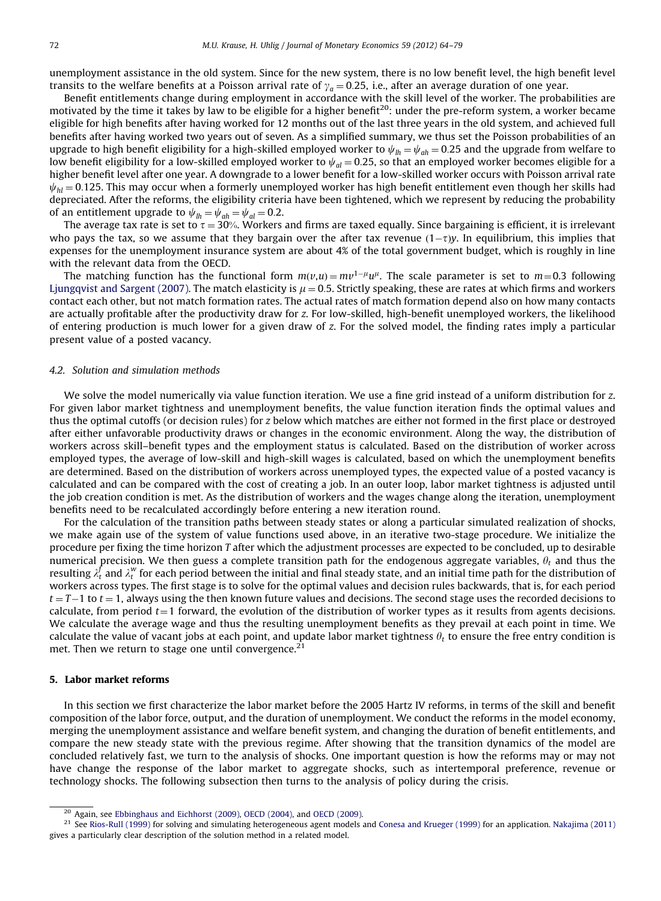unemployment assistance in the old system. Since for the new system, there is no low benefit level, the high benefit level transits to the welfare benefits at a Poisson arrival rate of $\gamma_a = 0.25$, i.e., after an average duration of one year.

Benefit entitlements change during employment in accordance with the skill level of the worker. The probabilities are motivated by the time it takes by law to be eligible for a higher benefit[20]: under the pre-reform system, a worker became eligible for high benefits after having worked for 12 months out of the last three years in the old system, and achieved full benefits after having worked two years out of seven. As a simplified summary, we thus set the Poisson probabilities of an upgrade to high benefit eligibility for a high-skilled employed worker to $\psi_{lh} = \psi_{ah} = 0.25$ and the upgrade from welfare to low benefit eligibility for a low-skilled employed worker to $\psi_{al} = 0.25$, so that an employed worker becomes eligible for a higher benefit level after one year. A downgrade to a lower benefit for a low-skilled worker occurs with Poisson arrival rate $\psi_{hl} = 0.125$. This may occur when a formerly unemployed worker has high benefit entitlement even though her skills had depreciated. After the reforms, the eligibility criteria have been tightened, which we represent by reducing the probability of an entitlement upgrade to $\psi_{lh} = \psi_{ah} = \psi_{al} = 0.2$.

The average tax rate is set to $\tau = 30\%$. Workers and firms are taxed equally. Since bargaining is efficient, it is irrelevant who pays the tax, so we assume that they bargain over the after tax revenue $(1-\tau)y$. In equilibrium, this implies that expenses for the unemployment insurance system are about 4% of the total government budget, which is roughly in line with the relevant data from the OECD.

The matching function has the functional form $m(v,u) = mv^{1-\mu}u^{\mu}$. The scale parameter is set to $m=0.3$ following Ljungqvist and Sargent (2007). The match elasticity is $\mu = 0.5$. Strictly speaking, these are rates at which firms and workers contact each other, but not match formation rates. The actual rates of match formation depend also on how many contacts are actually profitable after the productivity draw for $z$. For low-skilled, high-benefit unemployed workers, the likelihood of entering production is much lower for a given draw of $z$. For the solved model, the finding rates imply a particular present value of a posted vacancy.

### 4.2. Solution and simulation methods

We solve the model numerically via value function iteration. We use a fine grid instead of a uniform distribution for $z$. For given labor market tightness and unemployment benefits, the value function iteration finds the optimal values and thus the optimal cutoffs (or decision rules) for $z$ below which matches are either not formed in the first place or destroyed after either unfavorable productivity draws or changes in the economic environment. Along the way, the distribution of workers across skill–benefit types and the employment status is calculated. Based on the distribution of worker across employed types, the average of low-skill and high-skill wages is calculated, based on which the unemployment benefits are determined. Based on the distribution of workers across unemployed types, the expected value of a posted vacancy is calculated and can be compared with the cost of creating a job. In an outer loop, labor market tightness is adjusted until the job creation condition is met. As the distribution of workers and the wages change along the iteration, unemployment benefits need to be recalculated accordingly before entering a new iteration round.

For the calculation of the transition paths between steady states or along a particular simulated realization of shocks, we make again use of the system of value functions used above, in an iterative two-stage procedure. We initialize the procedure per fixing the time horizon $T$ after which the adjustment processes are expected to be concluded, up to desirable numerical precision. We then guess a complete transition path for the endogenous aggregate variables, $\theta_t$ and thus the resulting $\lambda_t^f$ and $\lambda_t^w$ for each period between the initial and final steady state, and an initial time path for the distribution of workers across types. The first stage is to solve for the optimal values and decision rules backwards, that is, for each period $t = T-1$ to $t = 1$, always using the then known future values and decisions. The second stage uses the recorded decisions to calculate, from period $t=1$ forward, the evolution of the distribution of worker types as it results from agents decisions. We calculate the average wage and thus the resulting unemployment benefits as they prevail at each point in time. We calculate the value of vacant jobs at each point, and update labor market tightness $\theta_t$ to ensure the free entry condition is met. Then we return to stage one until convergence.[21]

## 5. Labor market reforms

In this section we first characterize the labor market before the 2005 Hartz IV reforms, in terms of the skill and benefit composition of the labor force, output, and the duration of unemployment. We conduct the reforms in the model economy, merging the unemployment assistance and welfare benefit system, and changing the duration of benefit entitlements, and compare the new steady state with the previous regime. After showing that the transition dynamics of the model are concluded relatively fast, we turn to the analysis of shocks. One important question is how the reforms may or may not have change the response of the labor market to aggregate shocks, such as intertemporal preference, revenue or technology shocks. The following subsection then turns to the analysis of policy during the crisis.

---

[20] Again, see Ebbinghaus and Eichhorst (2009), OECD (2004), and OECD (2009).

[21] See Rios-Rull (1999) for solving and simulating heterogeneous agent models and Conesa and Krueger (1999) for an application. Nakajima (2011) gives a particularly clear description of the solution method in a related model.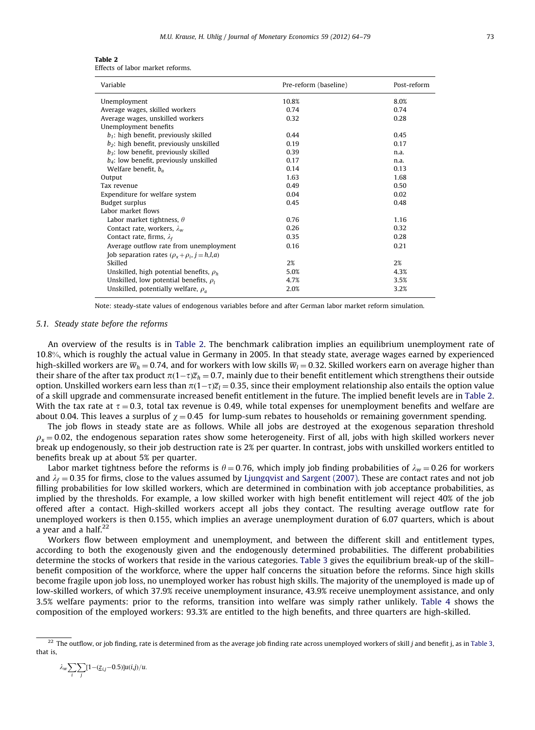**Table 2**
Effects of labor market reforms.

| Variable | Pre-reform (baseline) | Post-reform |
|---|---|---|
| Unemployment | 10.8% | 8.0% |
| Average wages, skilled workers | 0.74 | 0.74 |
| Average wages, unskilled workers | 0.32 | 0.28 |
| Unemployment benefits | | |
| $b_1$: high benefit, previously skilled | 0.44 | 0.45 |
| $b_2$: high benefit, previously unskilled | 0.19 | 0.17 |
| $b_3$: low benefit, previously skilled | 0.39 | n.a. |
| $b_4$: low benefit, previously unskilled | 0.17 | n.a. |
| Welfare benefit, $b_a$ | 0.14 | 0.13 |
| Output | 1.63 | 1.68 |
| Tax revenue | 0.49 | 0.50 |
| Expenditure for welfare system | 0.04 | 0.02 |
| Budget surplus | 0.45 | 0.48 |
| Labor market flows | | |
| Labor market tightness, $\theta$ | 0.76 | 1.16 |
| Contact rate, workers, $\lambda_w$ | 0.26 | 0.32 |
| Contact rate, firms, $\lambda_f$ | 0.35 | 0.28 |
| Average outflow rate from unemployment | 0.16 | 0.21 |
| Job separation rates ($\rho_x + \rho_i$, $j = h,l,a$) | | |
| Skilled | 2% | 2% |
| Unskilled, high potential benefits, $\rho_h$ | 5.0% | 4.3% |
| Unskilled, low potential benefits, $\rho_l$ | 4.7% | 3.5% |
| Unskilled, potentially welfare, $\rho_a$ | 2.0% | 3.2% |

Note: steady-state values of endogenous variables before and after German labor market reform simulation.

### 5.1. Steady state before the reforms

An overview of the results is in Table 2. The benchmark calibration implies an equilibrium unemployment rate of 10.8%, which is roughly the actual value in Germany in 2005. In that steady state, average wages earned by experienced high-skilled workers are $\overline{w}_h = 0.74$, and for workers with low skills $\overline{w}_l = 0.32$. Skilled workers earn on average higher than their share of the after tax product $\pi(1-\tau)\overline{z}_h = 0.7$, mainly due to their benefit entitlement which strengthens their outside option. Unskilled workers earn less than $\pi(1-\tau)\overline{z}_l = 0.35$, since their employment relationship also entails the option value of a skill upgrade and commensurate increased benefit entitlement in the future. The implied benefit levels are in Table 2. With the tax rate at $\tau = 0.3$, total tax revenue is 0.49, while total expenses for unemployment benefits and welfare are about 0.04. This leaves a surplus of $\chi = 0.45$ for lump-sum rebates to households or remaining government spending.

The job flows in steady state are as follows. While all jobs are destroyed at the exogenous separation threshold $\rho_x = 0.02$, the endogenous separation rates show some heterogeneity. First of all, jobs with high skilled workers never break up endogenously, so their job destruction rate is 2% per quarter. In contrast, jobs with unskilled workers entitled to benefits break up at about 5% per quarter.

Labor market tightness before the reforms is $\theta = 0.76$, which imply job finding probabilities of $\lambda_w = 0.26$ for workers and $\lambda_f = 0.35$ for firms, close to the values assumed by Ljungqvist and Sargent (2007). These are contact rates and not job filling probabilities for low skilled workers, which are determined in combination with job acceptance probabilities, as implied by the thresholds. For example, a low skilled worker with high benefit entitlement will reject 40% of the job offered after a contact. High-skilled workers accept all jobs they contact. The resulting average outflow rate for unemployed workers is then 0.155, which implies an average unemployment duration of 6.07 quarters, which is about a year and a half.[22]

Workers flow between employment and unemployment, and between the different skill and entitlement types, according to both the exogenously given and the endogenously determined probabilities. The different probabilities determine the stocks of workers that reside in the various categories. Table 3 gives the equilibrium break-up of the skill–benefit composition of the workforce, where the upper half concerns the situation before the reforms. Since high skills become fragile upon job loss, no unemployed worker has robust high skills. The majority of the unemployed is made up of low-skilled workers, of which 37.9% receive unemployment insurance, 43.9% receive unemployment assistance, and only 3.5% welfare payments: prior to the reforms, transition into welfare was simply rather unlikely. Table 4 shows the composition of the employed workers: 93.3% are entitled to the high benefits, and three quarters are high-skilled.

[22] The outflow, or job finding, rate is determined from as the average job finding rate across unemployed workers of skill $j$ and benefit j, as in Table 3, that is,

$$\lambda_w \sum_i \sum_j [1-(\underline{z}_{i,j}-0.5)]u(i,j)/u.$$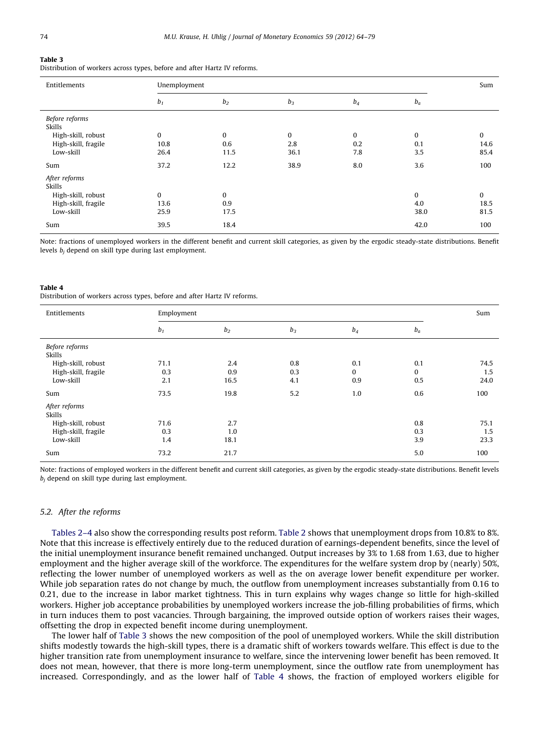**Table 3**
Distribution of workers across types, before and after Hartz IV reforms.

| Entitlements | Unemployment | | | | | Sum |
|---|---|---|---|---|---|---|
| | $b_1$ | $b_2$ | $b_3$ | $b_4$ | $b_a$ | |
| *Before reforms* | | | | | | |
| Skills | | | | | | |
| High-skill, robust | 0 | 0 | 0 | 0 | 0 | 0 |
| High-skill, fragile | 10.8 | 0.6 | 2.8 | 0.2 | 0.1 | 14.6 |
| Low-skill | 26.4 | 11.5 | 36.1 | 7.8 | 3.5 | 85.4 |
| Sum | 37.2 | 12.2 | 38.9 | 8.0 | 3.6 | 100 |
| *After reforms* | | | | | | |
| Skills | | | | | | |
| High-skill, robust | 0 | 0 | | | 0 | 0 |
| High-skill, fragile | 13.6 | 0.9 | | | 4.0 | 18.5 |
| Low-skill | 25.9 | 17.5 | | | 38.0 | 81.5 |
| Sum | 39.5 | 18.4 | | | 42.0 | 100 |

Note: fractions of unemployed workers in the different benefit and current skill categories, as given by the ergodic steady-state distributions. Benefit levels $b_j$ depend on skill type during last employment.

**Table 4**
Distribution of workers across types, before and after Hartz IV reforms.

| Entitlements | Employment | | | | | Sum |
|---|---|---|---|---|---|---|
| | $b_1$ | $b_2$ | $b_3$ | $b_4$ | $b_a$ | |
| *Before reforms* | | | | | | |
| Skills | | | | | | |
| High-skill, robust | 71.1 | 2.4 | 0.8 | 0.1 | 0.1 | 74.5 |
| High-skill, fragile | 0.3 | 0.9 | 0.3 | 0 | 0 | 1.5 |
| Low-skill | 2.1 | 16.5 | 4.1 | 0.9 | 0.5 | 24.0 |
| Sum | 73.5 | 19.8 | 5.2 | 1.0 | 0.6 | 100 |
| *After reforms* | | | | | | |
| Skills | | | | | | |
| High-skill, robust | 71.6 | 2.7 | | | 0.8 | 75.1 |
| High-skill, fragile | 0.3 | 1.0 | | | 0.3 | 1.5 |
| Low-skill | 1.4 | 18.1 | | | 3.9 | 23.3 |
| Sum | 73.2 | 21.7 | | | 5.0 | 100 |

Note: fractions of employed workers in the different benefit and current skill categories, as given by the ergodic steady-state distributions. Benefit levels $b_j$ depend on skill type during last employment.

### 5.2. After the reforms

Tables 2–4 also show the corresponding results post reform. Table 2 shows that unemployment drops from 10.8% to 8%. Note that this increase is effectively entirely due to the reduced duration of earnings-dependent benefits, since the level of the initial unemployment insurance benefit remained unchanged. Output increases by 3% to 1.68 from 1.63, due to higher employment and the higher average skill of the workforce. The expenditures for the welfare system drop by (nearly) 50%, reflecting the lower number of unemployed workers as well as the on average lower benefit expenditure per worker. While job separation rates do not change by much, the outflow from unemployment increases substantially from 0.16 to 0.21, due to the increase in labor market tightness. This in turn explains why wages change so little for high-skilled workers. Higher job acceptance probabilities by unemployed workers increase the job-filling probabilities of firms, which in turn induces them to post vacancies. Through bargaining, the improved outside option of workers raises their wages, offsetting the drop in expected benefit income during unemployment.

The lower half of Table 3 shows the new composition of the pool of unemployed workers. While the skill distribution shifts modestly towards the high-skill types, there is a dramatic shift of workers towards welfare. This effect is due to the higher transition rate from unemployment insurance to welfare, since the intervening lower benefit has been removed. It does not mean, however, that there is more long-term unemployment, since the outflow rate from unemployment has increased. Correspondingly, and as the lower half of Table 4 shows, the fraction of employed workers eligible for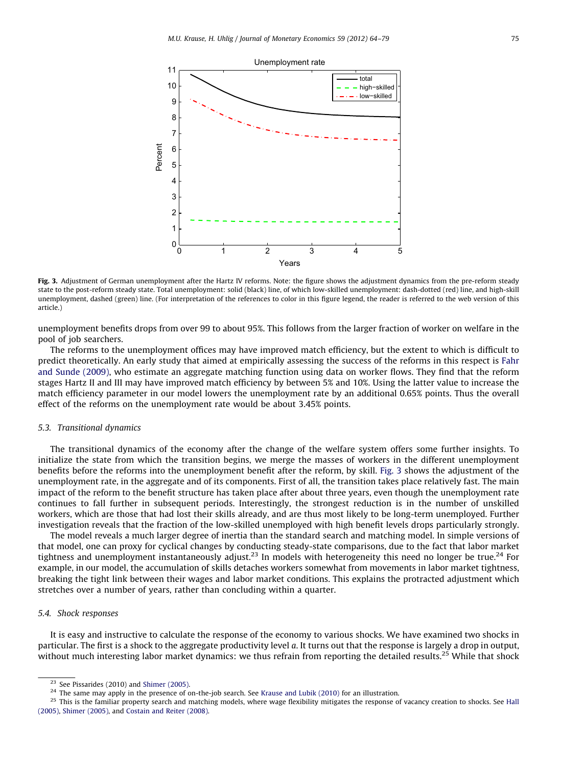**Fig. 3.** Adjustment of German unemployment after the Hartz IV reforms. Note: the figure shows the adjustment dynamics from the pre-reform steady state to the post-reform steady state. Total unemployment: solid (black) line, of which low-skilled unemployment: dash-dotted (red) line, and high-skill unemployment, dashed (green) line. (For interpretation of the references to color in this figure legend, the reader is referred to the web version of this article.)

unemployment benefits drops from over 99 to about 95%. This follows from the larger fraction of worker on welfare in the pool of job searchers.

The reforms to the unemployment offices may have improved match efficiency, but the extent to which is difficult to predict theoretically. An early study that aimed at empirically assessing the success of the reforms in this respect is Fahr and Sunde (2009), who estimate an aggregate matching function using data on worker flows. They find that the reform stages Hartz II and III may have improved match efficiency by between 5% and 10%. Using the latter value to increase the match efficiency parameter in our model lowers the unemployment rate by an additional 0.65% points. Thus the overall effect of the reforms on the unemployment rate would be about 3.45% points.

### 5.3. Transitional dynamics

The transitional dynamics of the economy after the change of the welfare system offers some further insights. To initialize the state from which the transition begins, we merge the masses of workers in the different unemployment benefits before the reforms into the unemployment benefit after the reform, by skill. Fig. 3 shows the adjustment of the unemployment rate, in the aggregate and of its components. First of all, the transition takes place relatively fast. The main impact of the reform to the benefit structure has taken place after about three years, even though the unemployment rate continues to fall further in subsequent periods. Interestingly, the strongest reduction is in the number of unskilled workers, which are those that had lost their skills already, and are thus most likely to be long-term unemployed. Further investigation reveals that the fraction of the low-skilled unemployed with high benefit levels drops particularly strongly.

The model reveals a much larger degree of inertia than the standard search and matching model. In simple versions of that model, one can proxy for cyclical changes by conducting steady-state comparisons, due to the fact that labor market tightness and unemployment instantaneously adjust.[23] In models with heterogeneity this need no longer be true.[24] For example, in our model, the accumulation of skills detaches workers somewhat from movements in labor market tightness, breaking the tight link between their wages and labor market conditions. This explains the protracted adjustment which stretches over a number of years, rather than concluding within a quarter.

### 5.4. Shock responses

It is easy and instructive to calculate the response of the economy to various shocks. We have examined two shocks in particular. The first is a shock to the aggregate productivity level $a$. It turns out that the response is largely a drop in output, without much interesting labor market dynamics: we thus refrain from reporting the detailed results.[25] While that shock

---

[23] See Pissarides (2010) and Shimer (2005).

[24] The same may apply in the presence of on-the-job search. See Krause and Lubik (2010) for an illustration.

[25] This is the familiar property search and matching models, where wage flexibility mitigates the response of vacancy creation to shocks. See Hall (2005), Shimer (2005), and Costain and Reiter (2008).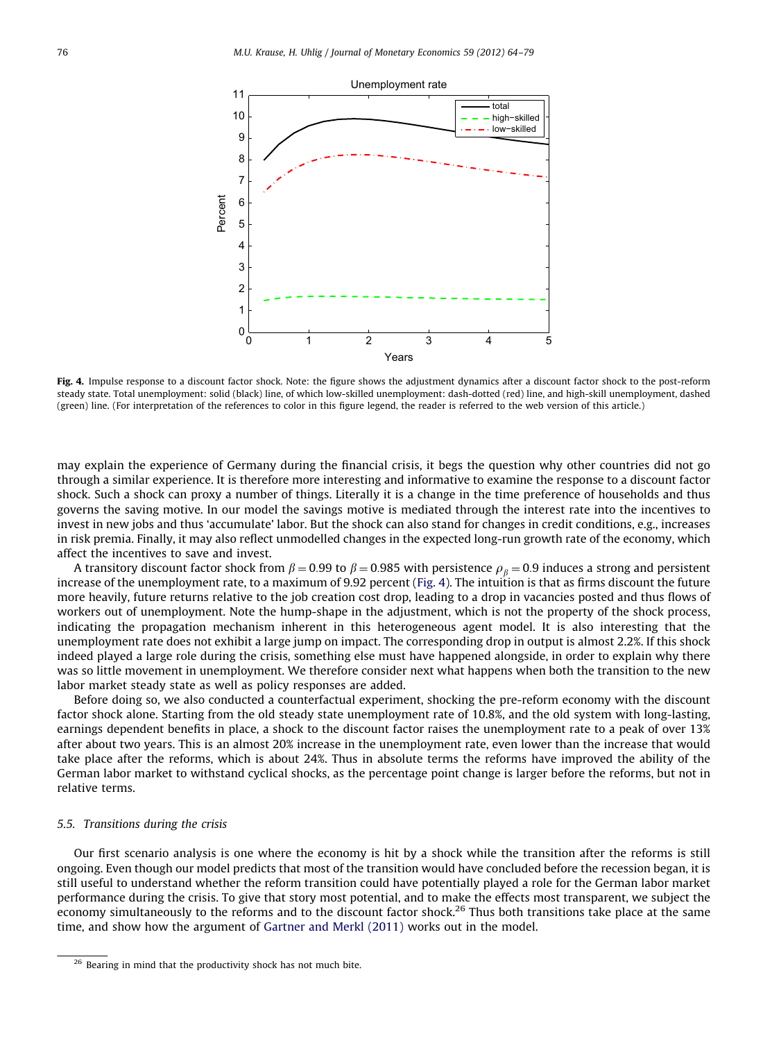Unemployment rate

11
10
9
8
7
6
5
4
3
2
1
0

Percent

0 1 2 3 4 5

Years

total
high−skilled
low−skilled

**Fig. 4.** Impulse response to a discount factor shock. Note: the figure shows the adjustment dynamics after a discount factor shock to the post-reform steady state. Total unemployment: solid (black) line, of which low-skilled unemployment: dash-dotted (red) line, and high-skill unemployment, dashed (green) line. (For interpretation of the references to color in this figure legend, the reader is referred to the web version of this article.)

may explain the experience of Germany during the financial crisis, it begs the question why other countries did not go through a similar experience. It is therefore more interesting and informative to examine the response to a discount factor shock. Such a shock can proxy a number of things. Literally it is a change in the time preference of households and thus governs the saving motive. In our model the savings motive is mediated through the interest rate into the incentives to invest in new jobs and thus 'accumulate' labor. But the shock can also stand for changes in credit conditions, e.g., increases in risk premia. Finally, it may also reflect unmodelled changes in the expected long-run growth rate of the economy, which affect the incentives to save and invest.

A transitory discount factor shock from $\beta = 0.99$ to $\beta = 0.985$ with persistence $\rho_\beta = 0.9$ induces a strong and persistent increase of the unemployment rate, to a maximum of 9.92 percent (Fig. 4). The intuition is that as firms discount the future more heavily, future returns relative to the job creation cost drop, leading to a drop in vacancies posted and thus flows of workers out of unemployment. Note the hump-shape in the adjustment, which is not the property of the shock process, indicating the propagation mechanism inherent in this heterogeneous agent model. It is also interesting that the unemployment rate does not exhibit a large jump on impact. The corresponding drop in output is almost 2.2%. If this shock indeed played a large role during the crisis, something else must have happened alongside, in order to explain why there was so little movement in unemployment. We therefore consider next what happens when both the transition to the new labor market steady state as well as policy responses are added.

Before doing so, we also conducted a counterfactual experiment, shocking the pre-reform economy with the discount factor shock alone. Starting from the old steady state unemployment rate of 10.8%, and the old system with long-lasting, earnings dependent benefits in place, a shock to the discount factor raises the unemployment rate to a peak of over 13% after about two years. This is an almost 20% increase in the unemployment rate, even lower than the increase that would take place after the reforms, which is about 24%. Thus in absolute terms the reforms have improved the ability of the German labor market to withstand cyclical shocks, as the percentage point change is larger before the reforms, but not in relative terms.

### 5.5. *Transitions during the crisis*

Our first scenario analysis is one where the economy is hit by a shock while the transition after the reforms is still ongoing. Even though our model predicts that most of the transition would have concluded before the recession began, it is still useful to understand whether the reform transition could have potentially played a role for the German labor market performance during the crisis. To give that story most potential, and to make the effects most transparent, we subject the economy simultaneously to the reforms and to the discount factor shock.[26] Thus both transitions take place at the same time, and show how the argument of Gartner and Merkl (2011) works out in the model.

[26] Bearing in mind that the productivity shock has not much bite.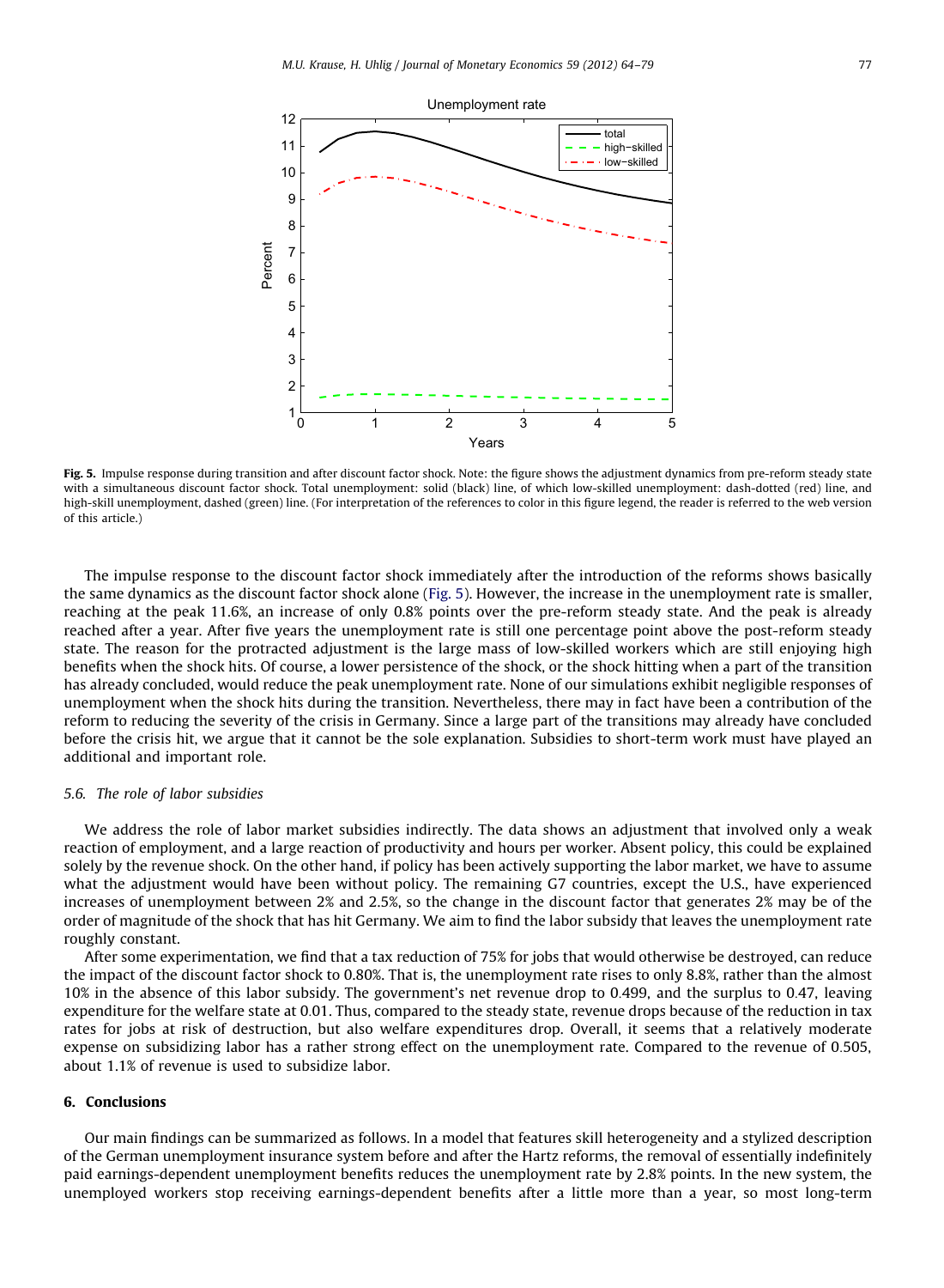Unemployment rate

Percent

Years

total
high−skilled
low−skilled

12
11
10
9
8
7
6
5
4
3
2
1

0
1
2
3
4
5

**Fig. 5.** Impulse response during transition and after discount factor shock. Note: the figure shows the adjustment dynamics from pre-reform steady state with a simultaneous discount factor shock. Total unemployment: solid (black) line, of which low-skilled unemployment: dash-dotted (red) line, and high-skill unemployment, dashed (green) line. (For interpretation of the references to color in this figure legend, the reader is referred to the web version of this article.)

The impulse response to the discount factor shock immediately after the introduction of the reforms shows basically the same dynamics as the discount factor shock alone (Fig. 5). However, the increase in the unemployment rate is smaller, reaching at the peak 11.6%, an increase of only 0.8% points over the pre-reform steady state. And the peak is already reached after a year. After five years the unemployment rate is still one percentage point above the post-reform steady state. The reason for the protracted adjustment is the large mass of low-skilled workers which are still enjoying high benefits when the shock hits. Of course, a lower persistence of the shock, or the shock hitting when a part of the transition has already concluded, would reduce the peak unemployment rate. None of our simulations exhibit negligible responses of unemployment when the shock hits during the transition. Nevertheless, there may in fact have been a contribution of the reform to reducing the severity of the crisis in Germany. Since a large part of the transitions may already have concluded before the crisis hit, we argue that it cannot be the sole explanation. Subsidies to short-term work must have played an additional and important role.

### 5.6. The role of labor subsidies

We address the role of labor market subsidies indirectly. The data shows an adjustment that involved only a weak reaction of employment, and a large reaction of productivity and hours per worker. Absent policy, this could be explained solely by the revenue shock. On the other hand, if policy has been actively supporting the labor market, we have to assume what the adjustment would have been without policy. The remaining G7 countries, except the U.S., have experienced increases of unemployment between 2% and 2.5%, so the change in the discount factor that generates 2% may be of the order of magnitude of the shock that has hit Germany. We aim to find the labor subsidy that leaves the unemployment rate roughly constant.

After some experimentation, we find that a tax reduction of 75% for jobs that would otherwise be destroyed, can reduce the impact of the discount factor shock to 0.80%. That is, the unemployment rate rises to only 8.8%, rather than the almost 10% in the absence of this labor subsidy. The government's net revenue drop to 0.499, and the surplus to 0.47, leaving expenditure for the welfare state at 0.01. Thus, compared to the steady state, revenue drops because of the reduction in tax rates for jobs at risk of destruction, but also welfare expenditures drop. Overall, it seems that a relatively moderate expense on subsidizing labor has a rather strong effect on the unemployment rate. Compared to the revenue of 0.505, about 1.1% of revenue is used to subsidize labor.

## 6. Conclusions

Our main findings can be summarized as follows. In a model that features skill heterogeneity and a stylized description of the German unemployment insurance system before and after the Hartz reforms, the removal of essentially indefinitely paid earnings-dependent unemployment benefits reduces the unemployment rate by 2.8% points. In the new system, the unemployed workers stop receiving earnings-dependent benefits after a little more than a year, so most long-term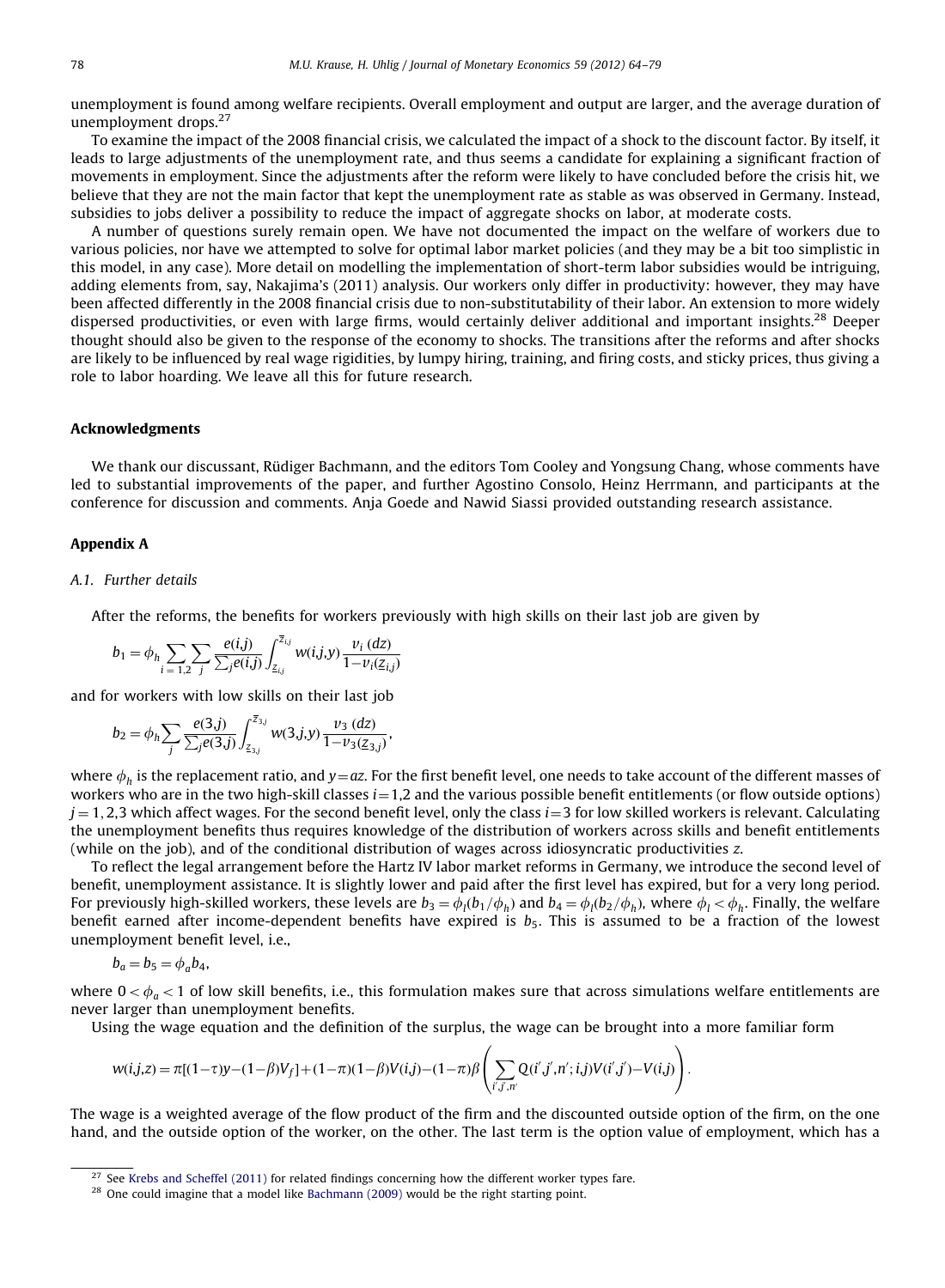unemployment is found among welfare recipients. Overall employment and output are larger, and the average duration of unemployment drops.[27]

To examine the impact of the 2008 financial crisis, we calculated the impact of a shock to the discount factor. By itself, it leads to large adjustments of the unemployment rate, and thus seems a candidate for explaining a significant fraction of movements in employment. Since the adjustments after the reform were likely to have concluded before the crisis hit, we believe that they are not the main factor that kept the unemployment rate as stable as was observed in Germany. Instead, subsidies to jobs deliver a possibility to reduce the impact of aggregate shocks on labor, at moderate costs.

A number of questions surely remain open. We have not documented the impact on the welfare of workers due to various policies, nor have we attempted to solve for optimal labor market policies (and they may be a bit too simplistic in this model, in any case). More detail on modelling the implementation of short-term labor subsidies would be intriguing, adding elements from, say, Nakajima's (2011) analysis. Our workers only differ in productivity: however, they may have been affected differently in the 2008 financial crisis due to non-substitutability of their labor. An extension to more widely dispersed productivities, or even with large firms, would certainly deliver additional and important insights.[28] Deeper thought should also be given to the response of the economy to shocks. The transitions after the reforms and after shocks are likely to be influenced by real wage rigidities, by lumpy hiring, training, and firing costs, and sticky prices, thus giving a role to labor hoarding. We leave all this for future research.

## Acknowledgments

We thank our discussant, Rüdiger Bachmann, and the editors Tom Cooley and Yongsung Chang, whose comments have led to substantial improvements of the paper, and further Agostino Consolo, Heinz Herrmann, and participants at the conference for discussion and comments. Anja Goede and Nawid Siassi provided outstanding research assistance.

## Appendix A

### A.1. Further details

After the reforms, the benefits for workers previously with high skills on their last job are given by

$$b_1 = \phi_h \sum_{i=1,2} \sum_j \frac{e(i,j)}{\sum_j e(i,j)} \int_{\underline{z}_{i,j}}^{\overline{z}_{i,j}} w(i,j,y) \frac{\upsilon_i\,(dz)}{1-\upsilon_i(\underline{z}_{i,j})}$$

and for workers with low skills on their last job

$$b_2 = \phi_h \sum_j \frac{e(3,j)}{\sum_j e(3,j)} \int_{\underline{z}_{3,j}}^{\overline{z}_{3,j}} w(3,j,y) \frac{\upsilon_3\,(dz)}{1-\upsilon_3(\underline{z}_{3,j})},$$

where $\phi_h$ is the replacement ratio, and $y = az$. For the first benefit level, one needs to take account of the different masses of workers who are in the two high-skill classes $i=1,2$ and the various possible benefit entitlements (or flow outside options) $j=1,2,3$ which affect wages. For the second benefit level, only the class $i=3$ for low skilled workers is relevant. Calculating the unemployment benefits thus requires knowledge of the distribution of workers across skills and benefit entitlements (while on the job), and of the conditional distribution of wages across idiosyncratic productivities $z$.

To reflect the legal arrangement before the Hartz IV labor market reforms in Germany, we introduce the second level of benefit, unemployment assistance. It is slightly lower and paid after the first level has expired, but for a very long period. For previously high-skilled workers, these levels are $b_3 = \phi_l(b_1/\phi_h)$ and $b_4 = \phi_l(b_2/\phi_h)$, where $\phi_l < \phi_h$. Finally, the welfare benefit earned after income-dependent benefits have expired is $b_5$. This is assumed to be a fraction of the lowest unemployment benefit level, i.e.,

$$b_a = b_5 = \phi_a b_4,$$

where $0 < \phi_a < 1$ of low skill benefits, i.e., this formulation makes sure that across simulations welfare entitlements are never larger than unemployment benefits.

Using the wage equation and the definition of the surplus, the wage can be brought into a more familiar form

$$w(i,j,z) = \pi[(1-\tau)y-(1-\beta)V_f] + (1-\pi)(1-\beta)V(i,j) - (1-\pi)\beta\left(\sum_{i',j',n'} Q(i',j',n';i,j)V(i',j') - V(i,j)\right).$$

The wage is a weighted average of the flow product of the firm and the discounted outside option of the firm, on the one hand, and the outside option of the worker, on the other. The last term is the option value of employment, which has a

[27] See Krebs and Scheffel (2011) for related findings concerning how the different worker types fare.

[28] One could imagine that a model like Bachmann (2009) would be the right starting point.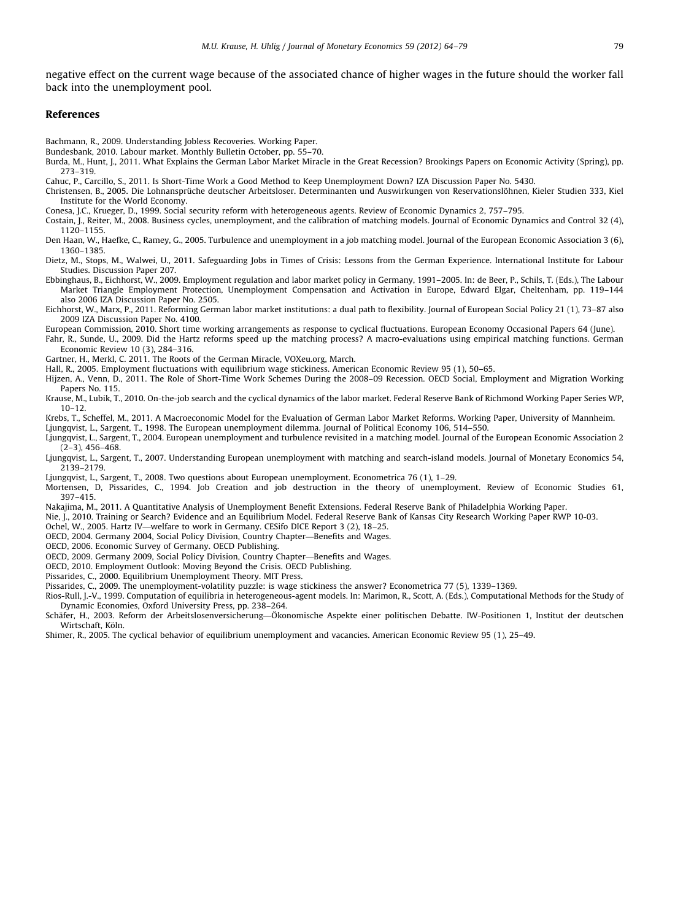negative effect on the current wage because of the associated chance of higher wages in the future should the worker fall back into the unemployment pool.

## References

Bachmann, R., 2009. Understanding Jobless Recoveries. Working Paper.

Bundesbank, 2010. Labour market. Monthly Bulletin October, pp. 55–70.

Burda, M., Hunt, J., 2011. What Explains the German Labor Market Miracle in the Great Recession? Brookings Papers on Economic Activity (Spring), pp. 273–319.

Cahuc, P., Carcillo, S., 2011. Is Short-Time Work a Good Method to Keep Unemployment Down? IZA Discussion Paper No. 5430.

Christensen, B., 2005. Die Lohnansprüche deutscher Arbeitsloser. Determinanten und Auswirkungen von Reservationslöhnen, Kieler Studien 333, Kiel Institute for the World Economy.

Conesa, J.C., Krueger, D., 1999. Social security reform with heterogeneous agents. Review of Economic Dynamics 2, 757–795.

Costain, J., Reiter, M., 2008. Business cycles, unemployment, and the calibration of matching models. Journal of Economic Dynamics and Control 32 (4), 1120–1155.

Den Haan, W., Haefke, C., Ramey, G., 2005. Turbulence and unemployment in a job matching model. Journal of the European Economic Association 3 (6), 1360–1385.

Dietz, M., Stops, M., Walwei, U., 2011. Safeguarding Jobs in Times of Crisis: Lessons from the German Experience. International Institute for Labour Studies. Discussion Paper 207.

Ebbinghaus, B., Eichhorst, W., 2009. Employment regulation and labor market policy in Germany, 1991–2005. In: de Beer, P., Schils, T. (Eds.), The Labour Market Triangle Employment Protection, Unemployment Compensation and Activation in Europe, Edward Elgar, Cheltenham, pp. 119–144 also 2006 IZA Discussion Paper No. 2505.

Eichhorst, W., Marx, P., 2011. Reforming German labor market institutions: a dual path to flexibility. Journal of European Social Policy 21 (1), 73–87 also 2009 IZA Discussion Paper No. 4100.

European Commission, 2010. Short time working arrangements as response to cyclical fluctuations. European Economy Occasional Papers 64 (June).

Fahr, R., Sunde, U., 2009. Did the Hartz reforms speed up the matching process? A macro-evaluations using empirical matching functions. German Economic Review 10 (3), 284–316.

Gartner, H., Merkl, C. 2011. The Roots of the German Miracle, VOXeu.org, March.

Hall, R., 2005. Employment fluctuations with equilibrium wage stickiness. American Economic Review 95 (1), 50–65.

Hijzen, A., Venn, D., 2011. The Role of Short-Time Work Schemes During the 2008–09 Recession. OECD Social, Employment and Migration Working Papers No. 115.

Krause, M., Lubik, T., 2010. On-the-job search and the cyclical dynamics of the labor market. Federal Reserve Bank of Richmond Working Paper Series WP, 10–12.

Krebs, T., Scheffel, M., 2011. A Macroeconomic Model for the Evaluation of German Labor Market Reforms. Working Paper, University of Mannheim.

Ljungqvist, L., Sargent, T., 1998. The European unemployment dilemma. Journal of Political Economy 106, 514–550.

Ljungqvist, L., Sargent, T., 2004. European unemployment and turbulence revisited in a matching model. Journal of the European Economic Association 2 (2–3), 456–468.

Ljungqvist, L., Sargent, T., 2007. Understanding European unemployment with matching and search-island models. Journal of Monetary Economics 54, 2139–2179.

Ljungqvist, L., Sargent, T., 2008. Two questions about European unemployment. Econometrica 76 (1), 1–29.

Mortensen, D, Pissarides, C., 1994. Job Creation and job destruction in the theory of unemployment. Review of Economic Studies 61, 397–415.

Nakajima, M., 2011. A Quantitative Analysis of Unemployment Benefit Extensions. Federal Reserve Bank of Philadelphia Working Paper.

Nie, J., 2010. Training or Search? Evidence and an Equilibrium Model. Federal Reserve Bank of Kansas City Research Working Paper RWP 10-03.

Ochel, W., 2005. Hartz IV—welfare to work in Germany. CESifo DICE Report 3 (2), 18–25.

OECD, 2004. Germany 2004, Social Policy Division, Country Chapter—Benefits and Wages.

OECD, 2006. Economic Survey of Germany. OECD Publishing.

OECD, 2009. Germany 2009, Social Policy Division, Country Chapter—Benefits and Wages.

OECD, 2010. Employment Outlook: Moving Beyond the Crisis. OECD Publishing.

Pissarides, C., 2000. Equilibrium Unemployment Theory. MIT Press.

Pissarides, C., 2009. The unemployment-volatility puzzle: is wage stickiness the answer? Econometrica 77 (5), 1339–1369.

Rios-Rull, J.-V., 1999. Computation of equilibria in heterogeneous-agent models. In: Marimon, R., Scott, A. (Eds.), Computational Methods for the Study of Dynamic Economies, Oxford University Press, pp. 238–264.

Schäfer, H., 2003. Reform der Arbeitslosenversicherung—Ökonomische Aspekte einer politischen Debatte. IW-Positionen 1, Institut der deutschen Wirtschaft, Köln.

Shimer, R., 2005. The cyclical behavior of equilibrium unemployment and vacancies. American Economic Review 95 (1), 25–49.